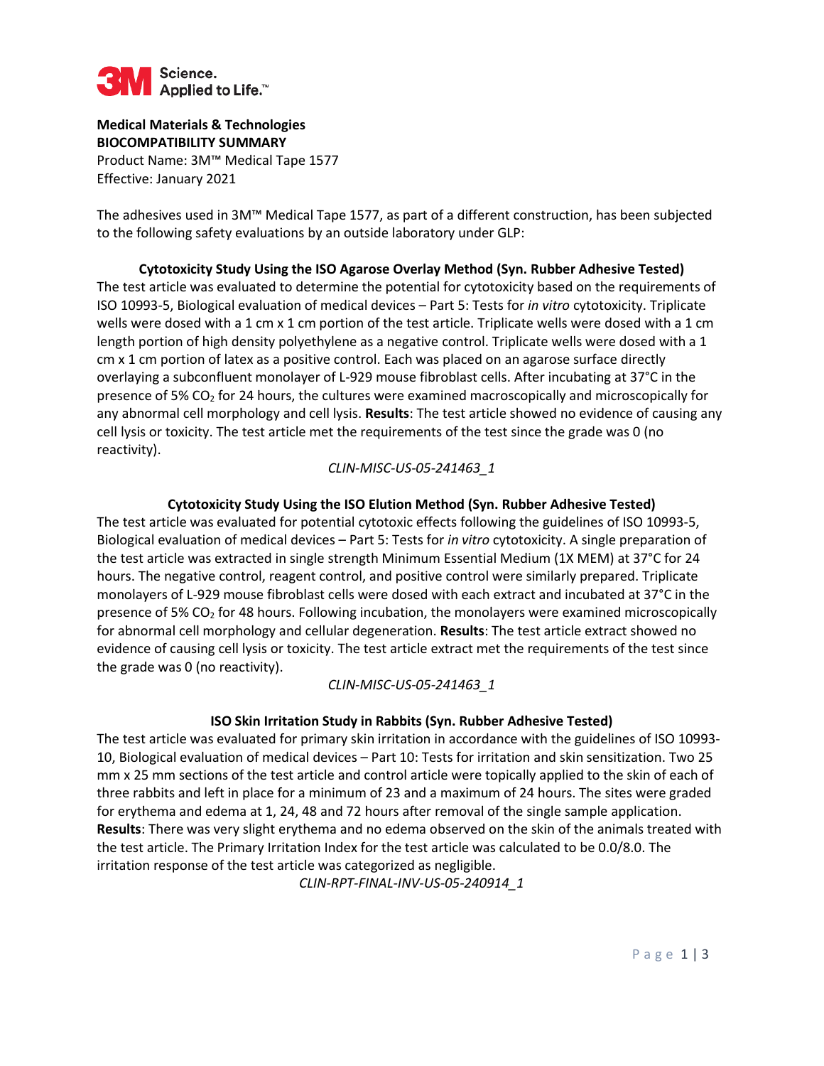**Medical Materials & Technologies**
**BIOCOMPATIBILITY SUMMARY**
Product Name: 3M™ Medical Tape 1577
Effective: January 2021

The adhesives used in 3M™ Medical Tape 1577, as part of a different construction, has been subjected to the following safety evaluations by an outside laboratory under GLP:

### Cytotoxicity Study Using the ISO Agarose Overlay Method (Syn. Rubber Adhesive Tested)

The test article was evaluated to determine the potential for cytotoxicity based on the requirements of ISO 10993-5, Biological evaluation of medical devices – Part 5: Tests for *in vitro* cytotoxicity. Triplicate wells were dosed with a 1 cm x 1 cm portion of the test article. Triplicate wells were dosed with a 1 cm length portion of high density polyethylene as a negative control. Triplicate wells were dosed with a 1 cm x 1 cm portion of latex as a positive control. Each was placed on an agarose surface directly overlaying a subconfluent monolayer of L-929 mouse fibroblast cells. After incubating at 37°C in the presence of 5% $CO_2$ for 24 hours, the cultures were examined macroscopically and microscopically for any abnormal cell morphology and cell lysis. **Results**: The test article showed no evidence of causing any cell lysis or toxicity. The test article met the requirements of the test since the grade was 0 (no reactivity).

*CLIN-MISC-US-05-241463_1*

### Cytotoxicity Study Using the ISO Elution Method (Syn. Rubber Adhesive Tested)

The test article was evaluated for potential cytotoxic effects following the guidelines of ISO 10993-5, Biological evaluation of medical devices – Part 5: Tests for *in vitro* cytotoxicity. A single preparation of the test article was extracted in single strength Minimum Essential Medium (1X MEM) at 37°C for 24 hours. The negative control, reagent control, and positive control were similarly prepared. Triplicate monolayers of L-929 mouse fibroblast cells were dosed with each extract and incubated at 37°C in the presence of 5% $CO_2$ for 48 hours. Following incubation, the monolayers were examined microscopically for abnormal cell morphology and cellular degeneration. **Results**: The test article extract showed no evidence of causing cell lysis or toxicity. The test article extract met the requirements of the test since the grade was 0 (no reactivity).

*CLIN-MISC-US-05-241463_1*

### ISO Skin Irritation Study in Rabbits (Syn. Rubber Adhesive Tested)

The test article was evaluated for primary skin irritation in accordance with the guidelines of ISO 10993-10, Biological evaluation of medical devices – Part 10: Tests for irritation and skin sensitization. Two 25 mm x 25 mm sections of the test article and control article were topically applied to the skin of each of three rabbits and left in place for a minimum of 23 and a maximum of 24 hours. The sites were graded for erythema and edema at 1, 24, 48 and 72 hours after removal of the single sample application. **Results**: There was very slight erythema and no edema observed on the skin of the animals treated with the test article. The Primary Irritation Index for the test article was calculated to be 0.0/8.0. The irritation response of the test article was categorized as negligible.

*CLIN-RPT-FINAL-INV-US-05-240914_1*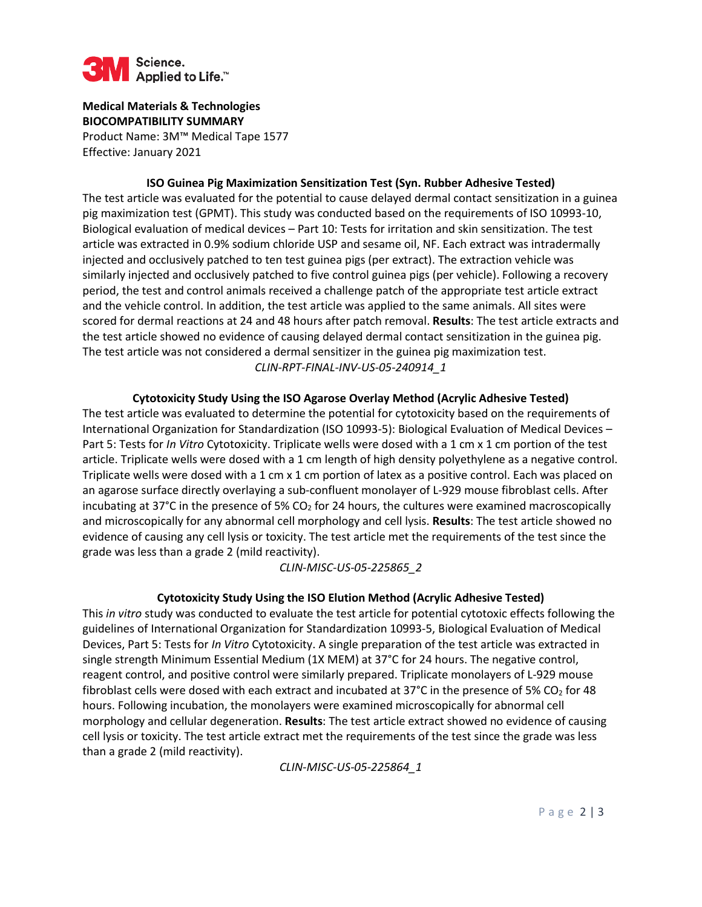**Medical Materials & Technologies**
**BIOCOMPATIBILITY SUMMARY**
Product Name: 3M™ Medical Tape 1577
Effective: January 2021

### ISO Guinea Pig Maximization Sensitization Test (Syn. Rubber Adhesive Tested)

The test article was evaluated for the potential to cause delayed dermal contact sensitization in a guinea pig maximization test (GPMT). This study was conducted based on the requirements of ISO 10993-10, Biological evaluation of medical devices – Part 10: Tests for irritation and skin sensitization. The test article was extracted in 0.9% sodium chloride USP and sesame oil, NF. Each extract was intradermally injected and occlusively patched to ten test guinea pigs (per extract). The extraction vehicle was similarly injected and occlusively patched to five control guinea pigs (per vehicle). Following a recovery period, the test and control animals received a challenge patch of the appropriate test article extract and the vehicle control. In addition, the test article was applied to the same animals. All sites were scored for dermal reactions at 24 and 48 hours after patch removal. **Results**: The test article extracts and the test article showed no evidence of causing delayed dermal contact sensitization in the guinea pig. The test article was not considered a dermal sensitizer in the guinea pig maximization test.

*CLIN-RPT-FINAL-INV-US-05-240914_1*

### Cytotoxicity Study Using the ISO Agarose Overlay Method (Acrylic Adhesive Tested)

The test article was evaluated to determine the potential for cytotoxicity based on the requirements of International Organization for Standardization (ISO 10993-5): Biological Evaluation of Medical Devices – Part 5: Tests for *In Vitro* Cytotoxicity. Triplicate wells were dosed with a 1 cm x 1 cm portion of the test article. Triplicate wells were dosed with a 1 cm length of high density polyethylene as a negative control. Triplicate wells were dosed with a 1 cm x 1 cm portion of latex as a positive control. Each was placed on an agarose surface directly overlaying a sub-confluent monolayer of L-929 mouse fibroblast cells. After incubating at 37°C in the presence of 5% $CO_2$ for 24 hours, the cultures were examined macroscopically and microscopically for any abnormal cell morphology and cell lysis. **Results**: The test article showed no evidence of causing any cell lysis or toxicity. The test article met the requirements of the test since the grade was less than a grade 2 (mild reactivity).

*CLIN-MISC-US-05-225865_2*

### Cytotoxicity Study Using the ISO Elution Method (Acrylic Adhesive Tested)

This *in vitro* study was conducted to evaluate the test article for potential cytotoxic effects following the guidelines of International Organization for Standardization 10993-5, Biological Evaluation of Medical Devices, Part 5: Tests for *In Vitro* Cytotoxicity. A single preparation of the test article was extracted in single strength Minimum Essential Medium (1X MEM) at 37°C for 24 hours. The negative control, reagent control, and positive control were similarly prepared. Triplicate monolayers of L-929 mouse fibroblast cells were dosed with each extract and incubated at 37°C in the presence of 5% $CO_2$ for 48 hours. Following incubation, the monolayers were examined microscopically for abnormal cell morphology and cellular degeneration. **Results**: The test article extract showed no evidence of causing cell lysis or toxicity. The test article extract met the requirements of the test since the grade was less than a grade 2 (mild reactivity).

*CLIN-MISC-US-05-225864_1*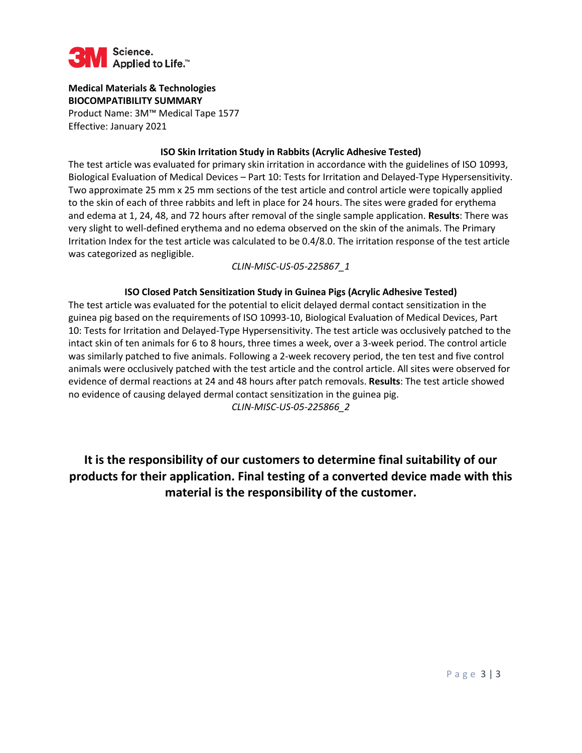3M Science. Applied to Life.™

**Medical Materials & Technologies**
**BIOCOMPATIBILITY SUMMARY**
Product Name: 3M™ Medical Tape 1577
Effective: January 2021

### ISO Skin Irritation Study in Rabbits (Acrylic Adhesive Tested)

The test article was evaluated for primary skin irritation in accordance with the guidelines of ISO 10993, Biological Evaluation of Medical Devices – Part 10: Tests for Irritation and Delayed-Type Hypersensitivity. Two approximate 25 mm x 25 mm sections of the test article and control article were topically applied to the skin of each of three rabbits and left in place for 24 hours. The sites were graded for erythema and edema at 1, 24, 48, and 72 hours after removal of the single sample application. **Results**: There was very slight to well-defined erythema and no edema observed on the skin of the animals. The Primary Irritation Index for the test article was calculated to be 0.4/8.0. The irritation response of the test article was categorized as negligible.

*CLIN-MISC-US-05-225867_1*

### ISO Closed Patch Sensitization Study in Guinea Pigs (Acrylic Adhesive Tested)

The test article was evaluated for the potential to elicit delayed dermal contact sensitization in the guinea pig based on the requirements of ISO 10993-10, Biological Evaluation of Medical Devices, Part 10: Tests for Irritation and Delayed-Type Hypersensitivity. The test article was occlusively patched to the intact skin of ten animals for 6 to 8 hours, three times a week, over a 3-week period. The control article was similarly patched to five animals. Following a 2-week recovery period, the ten test and five control animals were occlusively patched with the test article and the control article. All sites were observed for evidence of dermal reactions at 24 and 48 hours after patch removals. **Results**: The test article showed no evidence of causing delayed dermal contact sensitization in the guinea pig.

*CLIN-MISC-US-05-225866_2*

**It is the responsibility of our customers to determine final suitability of our products for their application. Final testing of a converted device made with this material is the responsibility of the customer.**